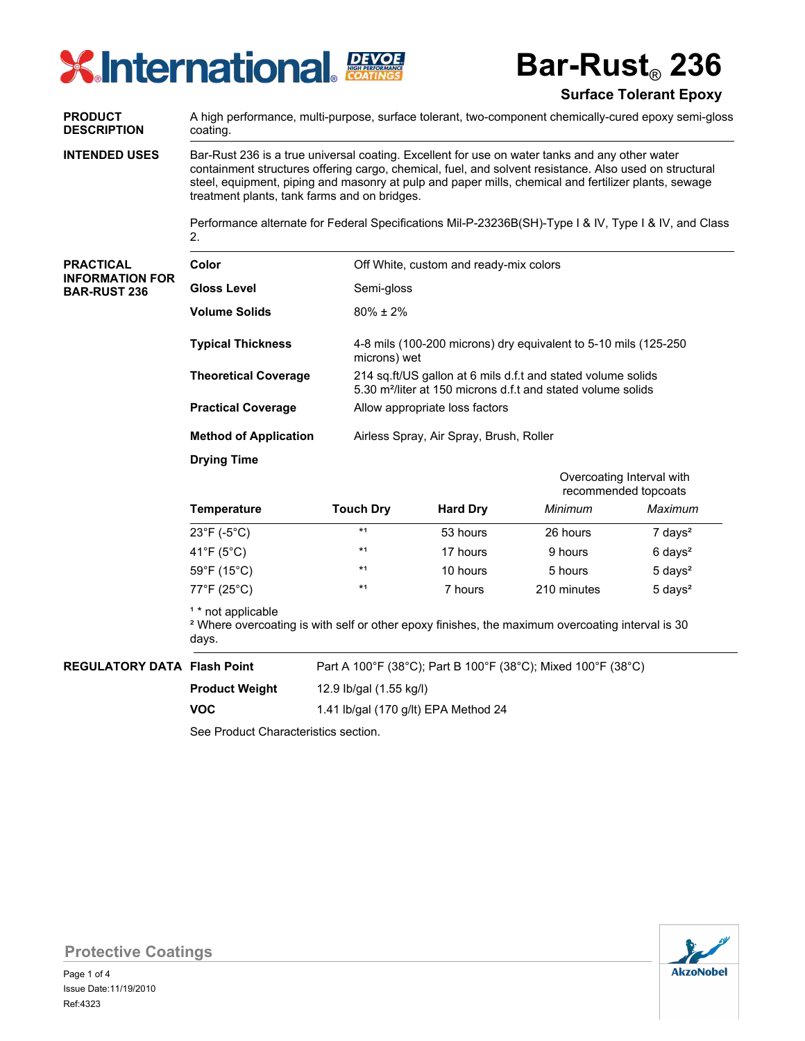# Bar-Rust® 236

## Surface Tolerant Epoxy

**PRODUCT DESCRIPTION**

A high performance, multi-purpose, surface tolerant, two-component chemically-cured epoxy semi-gloss coating.

**INTENDED USES**

Bar-Rust 236 is a true universal coating. Excellent for use on water tanks and any other water containment structures offering cargo, chemical, fuel, and solvent resistance. Also used on structural steel, equipment, piping and masonry at pulp and paper mills, chemical and fertilizer plants, sewage treatment plants, tank farms and on bridges.

Performance alternate for Federal Specifications Mil-P-23236B(SH)-Type I & IV, Type I & IV, and Class 2.

**PRACTICAL INFORMATION FOR BAR-RUST 236**

| | |
|---|---|
| **Color** | Off White, custom and ready-mix colors |
| **Gloss Level** | Semi-gloss |
| **Volume Solids** | 80% ± 2% |
| **Typical Thickness** | 4-8 mils (100-200 microns) dry equivalent to 5-10 mils (125-250 microns) wet |
| **Theoretical Coverage** | 214 sq.ft/US gallon at 6 mils d.f.t and stated volume solids<br>5.30 m²/liter at 150 microns d.f.t and stated volume solids |
| **Practical Coverage** | Allow appropriate loss factors |
| **Method of Application** | Airless Spray, Air Spray, Brush, Roller |

**Drying Time**

| | | | Overcoating Interval with recommended topcoats | |
|---|---|---|---|---|
| **Temperature** | **Touch Dry** | **Hard Dry** | *Minimum* | *Maximum* |
| 23°F (-5°C) | *1 | 53 hours | 26 hours | 7 days[2] |
| 41°F (5°C) | *1 | 17 hours | 9 hours | 6 days[2] |
| 59°F (15°C) | *1 | 10 hours | 5 hours | 5 days[2] |
| 77°F (25°C) | *1 | 7 hours | 210 minutes | 5 days[2] |

[1] * not applicable
[2] Where overcoating is with self or other epoxy finishes, the maximum overcoating interval is 30 days.

**REGULATORY DATA**

| | |
|---|---|
| **Flash Point** | Part A 100°F (38°C); Part B 100°F (38°C); Mixed 100°F (38°C) |
| **Product Weight** | 12.9 lb/gal (1.55 kg/l) |
| **VOC** | 1.41 lb/gal (170 g/lt) EPA Method 24 |

See Product Characteristics section.

Protective Coatings

Issue Date:11/19/2010
Ref:4323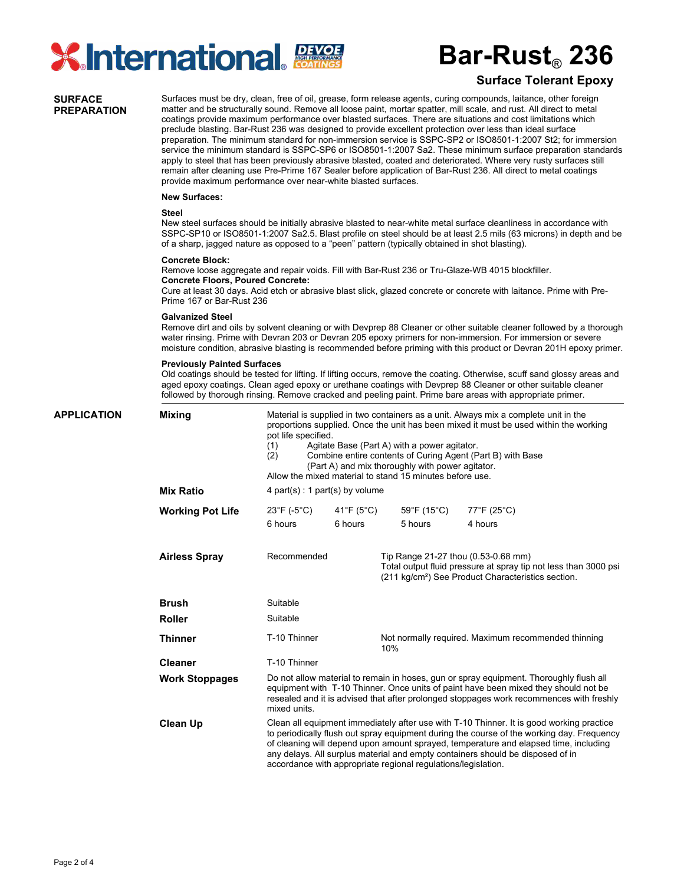# Bar-Rust® 236

## Surface Tolerant Epoxy

## SURFACE PREPARATION

Surfaces must be dry, clean, free of oil, grease, form release agents, curing compounds, laitance, other foreign matter and be structurally sound. Remove all loose paint, mortar spatter, mill scale, and rust. All direct to metal coatings provide maximum performance over blasted surfaces. There are situations and cost limitations which preclude blasting. Bar-Rust 236 was designed to provide excellent protection over less than ideal surface preparation. The minimum standard for non-immersion service is SSPC-SP2 or ISO8501-1:2007 St2; for immersion service the minimum standard is SSPC-SP6 or ISO8501-1:2007 Sa2. These minimum surface preparation standards apply to steel that has been previously abrasive blasted, coated and deteriorated. Where very rusty surfaces still remain after cleaning use Pre-Prime 167 Sealer before application of Bar-Rust 236. All direct to metal coatings provide maximum performance over near-white blasted surfaces.

**New Surfaces:**

**Steel**
New steel surfaces should be initially abrasive blasted to near-white metal surface cleanliness in accordance with SSPC-SP10 or ISO8501-1:2007 Sa2.5. Blast profile on steel should be at least 2.5 mils (63 microns) in depth and be of a sharp, jagged nature as opposed to a "peen" pattern (typically obtained in shot blasting).

**Concrete Block:**
Remove loose aggregate and repair voids. Fill with Bar-Rust 236 or Tru-Glaze-WB 4015 blockfiller.
**Concrete Floors, Poured Concrete:**
Cure at least 30 days. Acid etch or abrasive blast slick, glazed concrete or concrete with laitance. Prime with Pre-Prime 167 or Bar-Rust 236

**Galvanized Steel**
Remove dirt and oils by solvent cleaning or with Devprep 88 Cleaner or other suitable cleaner followed by a thorough water rinsing. Prime with Devran 203 or Devran 205 epoxy primers for non-immersion. For immersion or severe moisture condition, abrasive blasting is recommended before priming with this product or Devran 201H epoxy primer.

**Previously Painted Surfaces**
Old coatings should be tested for lifting. If lifting occurs, remove the coating. Otherwise, scuff sand glossy areas and aged epoxy coatings. Clean aged epoxy or urethane coatings with Devprep 88 Cleaner or other suitable cleaner followed by thorough rinsing. Remove cracked and peeling paint. Prime bare areas with appropriate primer.

## APPLICATION

**Mixing**

Material is supplied in two containers as a unit. Always mix a complete unit in the proportions supplied. Once the unit has been mixed it must be used within the working pot life specified.

(1) Agitate Base (Part A) with a power agitator.
(2) Combine entire contents of Curing Agent (Part B) with Base (Part A) and mix thoroughly with power agitator.

Allow the mixed material to stand 15 minutes before use.

**Mix Ratio**

4 part(s) : 1 part(s) by volume

**Working Pot Life**

| 23°F (-5°C) | 41°F (5°C) | 59°F (15°C) | 77°F (25°C) |
|---|---|---|---|
| 6 hours | 6 hours | 5 hours | 4 hours |

**Airless Spray**

Recommended — Tip Range 21-27 thou (0.53-0.68 mm)
Total output fluid pressure at spray tip not less than 3000 psi (211 kg/cm²) See Product Characteristics section.

**Brush**

Suitable

**Roller**

Suitable

**Thinner**

T-10 Thinner — Not normally required. Maximum recommended thinning 10%

**Cleaner**

T-10 Thinner

**Work Stoppages**

Do not allow material to remain in hoses, gun or spray equipment. Thoroughly flush all equipment with T-10 Thinner. Once units of paint have been mixed they should not be resealed and it is advised that after prolonged stoppages work recommences with freshly mixed units.

**Clean Up**

Clean all equipment immediately after use with T-10 Thinner. It is good working practice to periodically flush out spray equipment during the course of the working day. Frequency of cleaning will depend upon amount sprayed, temperature and elapsed time, including any delays. All surplus material and empty containers should be disposed of in accordance with appropriate regional regulations/legislation.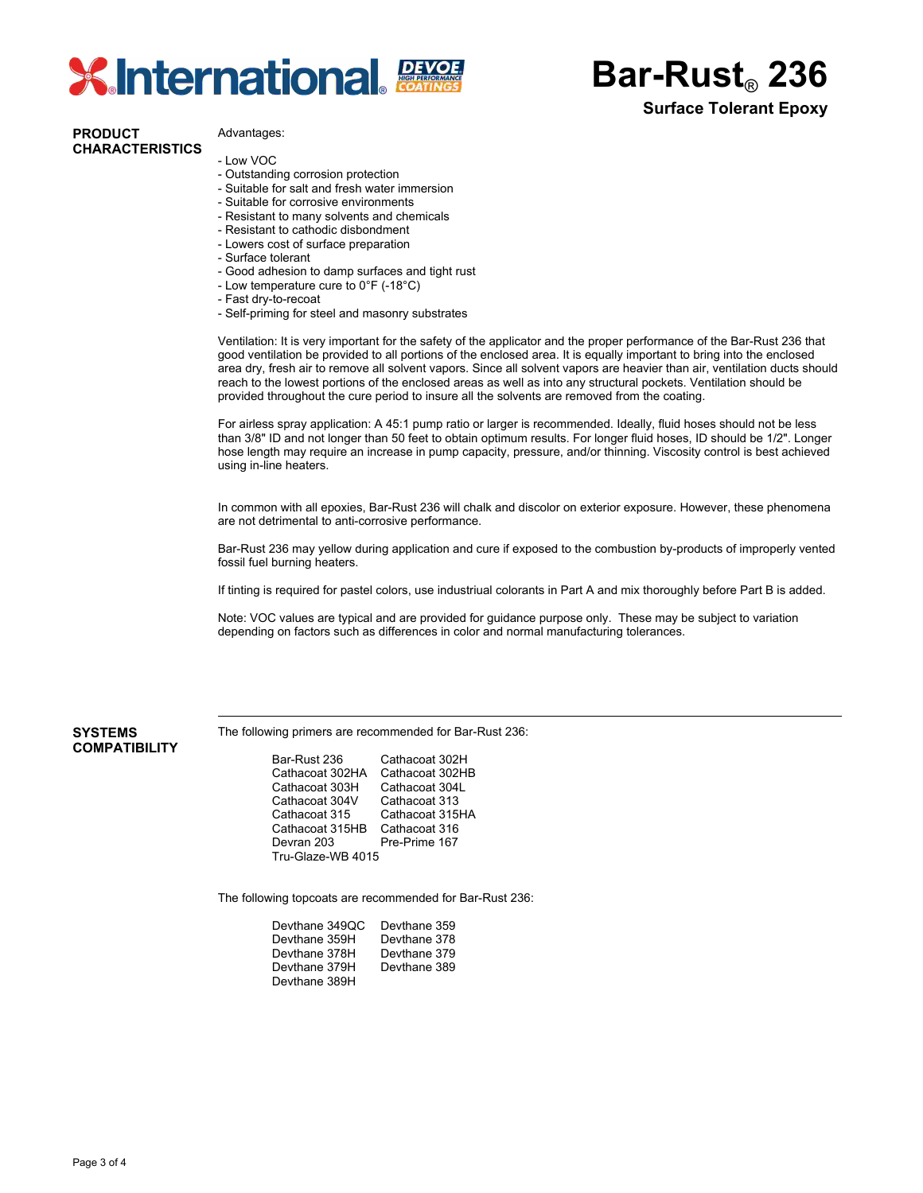# Bar-Rust® 236

**Surface Tolerant Epoxy**

## PRODUCT CHARACTERISTICS

Advantages:

- Low VOC
- Outstanding corrosion protection
- Suitable for salt and fresh water immersion
- Suitable for corrosive environments
- Resistant to many solvents and chemicals
- Resistant to cathodic disbondment
- Lowers cost of surface preparation
- Surface tolerant
- Good adhesion to damp surfaces and tight rust
- Low temperature cure to 0°F (-18°C)
- Fast dry-to-recoat
- Self-priming for steel and masonry substrates

Ventilation: It is very important for the safety of the applicator and the proper performance of the Bar-Rust 236 that good ventilation be provided to all portions of the enclosed area. It is equally important to bring into the enclosed area dry, fresh air to remove all solvent vapors. Since all solvent vapors are heavier than air, ventilation ducts should reach to the lowest portions of the enclosed areas as well as into any structural pockets. Ventilation should be provided throughout the cure period to insure all the solvents are removed from the coating.

For airless spray application: A 45:1 pump ratio or larger is recommended. Ideally, fluid hoses should not be less than 3/8" ID and not longer than 50 feet to obtain optimum results. For longer fluid hoses, ID should be 1/2". Longer hose length may require an increase in pump capacity, pressure, and/or thinning. Viscosity control is best achieved using in-line heaters.

In common with all epoxies, Bar-Rust 236 will chalk and discolor on exterior exposure. However, these phenomena are not detrimental to anti-corrosive performance.

Bar-Rust 236 may yellow during application and cure if exposed to the combustion by-products of improperly vented fossil fuel burning heaters.

If tinting is required for pastel colors, use industriual colorants in Part A and mix thoroughly before Part B is added.

Note: VOC values are typical and are provided for guidance purpose only. These may be subject to variation depending on factors such as differences in color and normal manufacturing tolerances.

## SYSTEMS COMPATIBILITY

The following primers are recommended for Bar-Rust 236:

| | |
|---|---|
| Bar-Rust 236 | Cathacoat 302H |
| Cathacoat 302HA | Cathacoat 302HB |
| Cathacoat 303H | Cathacoat 304L |
| Cathacoat 304V | Cathacoat 313 |
| Cathacoat 315 | Cathacoat 315HA |
| Cathacoat 315HB | Cathacoat 316 |
| Devran 203 | Pre-Prime 167 |
| Tru-Glaze-WB 4015 | |

The following topcoats are recommended for Bar-Rust 236:

| | |
|---|---|
| Devthane 349QC | Devthane 359 |
| Devthane 359H | Devthane 378 |
| Devthane 378H | Devthane 379 |
| Devthane 379H | Devthane 389 |
| Devthane 389H | |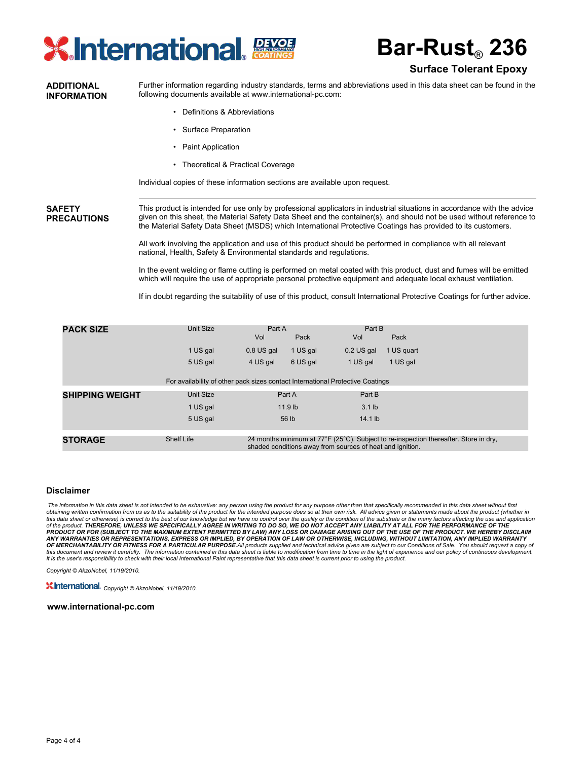# Bar-Rust® 236

## Surface Tolerant Epoxy

## ADDITIONAL INFORMATION

Further information regarding industry standards, terms and abbreviations used in this data sheet can be found in the following documents available at www.international-pc.com:

- Definitions & Abbreviations
- Surface Preparation
- Paint Application
- Theoretical & Practical Coverage

Individual copies of these information sections are available upon request.

## SAFETY PRECAUTIONS

This product is intended for use only by professional applicators in industrial situations in accordance with the advice given on this sheet, the Material Safety Data Sheet and the container(s), and should not be used without reference to the Material Safety Data Sheet (MSDS) which International Protective Coatings has provided to its customers.

All work involving the application and use of this product should be performed in compliance with all relevant national, Health, Safety & Environmental standards and regulations.

In the event welding or flame cutting is performed on metal coated with this product, dust and fumes will be emitted which will require the use of appropriate personal protective equipment and adequate local exhaust ventilation.

If in doubt regarding the suitability of use of this product, consult International Protective Coatings for further advice.

## PACK SIZE

| Unit Size | Part A | | Part B | |
|---|---|---|---|---|
| | Vol | Pack | Vol | Pack |
| 1 US gal | 0.8 US gal | 1 US gal | 0.2 US gal | 1 US quart |
| 5 US gal | 4 US gal | 6 US gal | 1 US gal | 1 US gal |

For availability of other pack sizes contact International Protective Coatings

## SHIPPING WEIGHT

| Unit Size | Part A | Part B |
|---|---|---|
| 1 US gal | 11.9 lb | 3.1 lb |
| 5 US gal | 56 lb | 14.1 lb |

## STORAGE

| | |
|---|---|
| Shelf Life | 24 months minimum at 77°F (25°C). Subject to re-inspection thereafter. Store in dry, shaded conditions away from sources of heat and ignition. |

### Disclaimer

*The information in this data sheet is not intended to be exhaustive: any person using the product for any purpose other than that specifically recommended in this data sheet without first obtaining written confirmation from us as to the suitability of the product for the intended purpose does so at their own risk. All advice given or statements made about the product (whether in this data sheet or otherwise) is correct to the best of our knowledge but we have no control over the quality or the condition of the substrate or the many factors affecting the use and application of the product.* ***THEREFORE, UNLESS WE SPECIFICALLY AGREE IN WRITING TO DO SO, WE DO NOT ACCEPT ANY LIABILITY AT ALL FOR THE PERFORMANCE OF THE PRODUCT OR FOR (SUBJECT TO THE MAXIMUM EXTENT PERMITTED BY LAW) ANY LOSS OR DAMAGE ARISING OUT OF THE USE OF THE PRODUCT. WE HEREBY DISCLAIM ANY WARRANTIES OR REPRESENTATIONS, EXPRESS OR IMPLIED, BY OPERATION OF LAW OR OTHERWISE, INCLUDING, WITHOUT LIMITATION, ANY IMPLIED WARRANTY OF MERCHANTABILITY OR FITNESS FOR A PARTICULAR PURPOSE.*** *All products supplied and technical advice given are subject to our Conditions of Sale. You should request a copy of this document and review it carefully. The information contained in this data sheet is liable to modification from time to time in the light of experience and our policy of continuous development. It is the user's responsibility to check with their local International Paint representative that this data sheet is current prior to using the product.*

*Copyright © AkzoNobel, 11/19/2010.*

International® *Copyright © AkzoNobel, 11/19/2010.*

**www.international-pc.com**